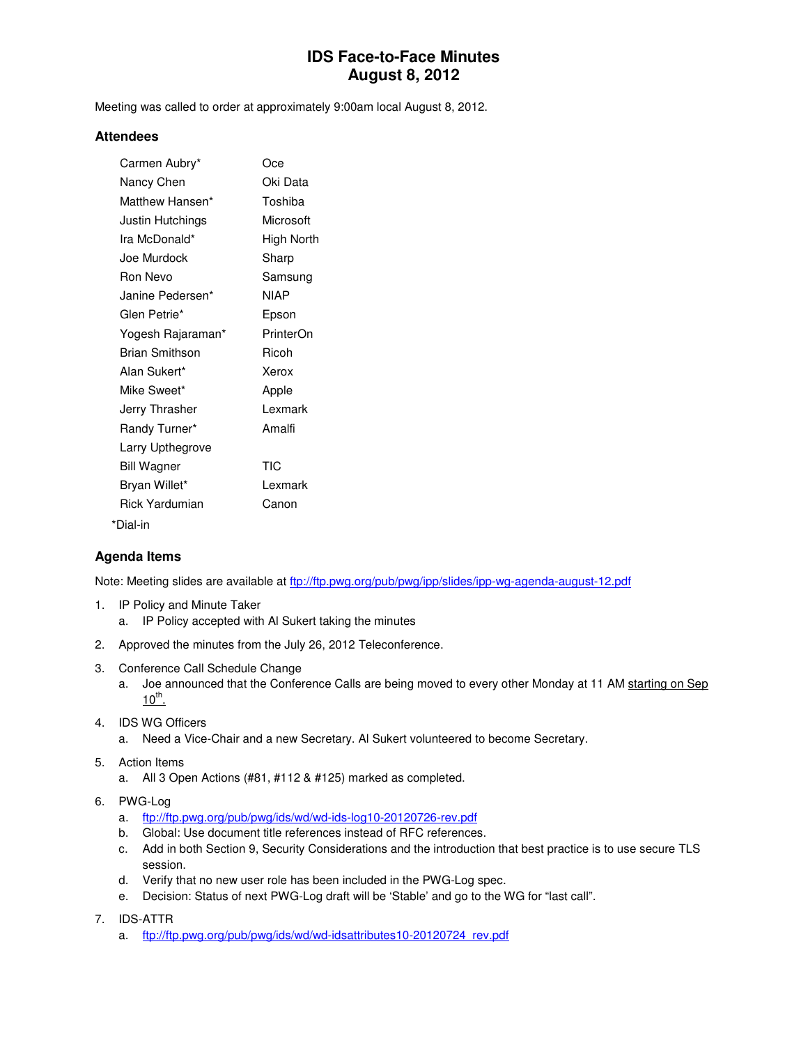# IDS Face-to-Face Minutes
# August 8, 2012

Meeting was called to order at approximately 9:00am local August 8, 2012.

### Attendees

| | |
|---|---|
| Carmen Aubry* | Oce |
| Nancy Chen | Oki Data |
| Matthew Hansen* | Toshiba |
| Justin Hutchings | Microsoft |
| Ira McDonald* | High North |
| Joe Murdock | Sharp |
| Ron Nevo | Samsung |
| Janine Pedersen* | NIAP |
| Glen Petrie* | Epson |
| Yogesh Rajaraman* | PrinterOn |
| Brian Smithson | Ricoh |
| Alan Sukert* | Xerox |
| Mike Sweet* | Apple |
| Jerry Thrasher | Lexmark |
| Randy Turner* | Amalfi |
| Larry Upthegrove | |
| Bill Wagner | TIC |
| Bryan Willet* | Lexmark |
| Rick Yardumian | Canon |

*Dial-in

### Agenda Items

Note: Meeting slides are available at ftp://ftp.pwg.org/pub/pwg/ipp/slides/ipp-wg-agenda-august-12.pdf

1. IP Policy and Minute Taker
   a. IP Policy accepted with Al Sukert taking the minutes
2. Approved the minutes from the July 26, 2012 Teleconference.
3. Conference Call Schedule Change
   a. Joe announced that the Conference Calls are being moved to every other Monday at 11 AM starting on Sep 10th.
4. IDS WG Officers
   a. Need a Vice-Chair and a new Secretary. Al Sukert volunteered to become Secretary.
5. Action Items
   a. All 3 Open Actions (#81, #112 & #125) marked as completed.
6. PWG-Log
   a. ftp://ftp.pwg.org/pub/pwg/ids/wd/wd-ids-log10-20120726-rev.pdf
   b. Global: Use document title references instead of RFC references.
   c. Add in both Section 9, Security Considerations and the introduction that best practice is to use secure TLS session.
   d. Verify that no new user role has been included in the PWG-Log spec.
   e. Decision: Status of next PWG-Log draft will be 'Stable' and go to the WG for "last call".
7. IDS-ATTR
   a. ftp://ftp.pwg.org/pub/pwg/ids/wd/wd-idsattributes10-20120724_rev.pdf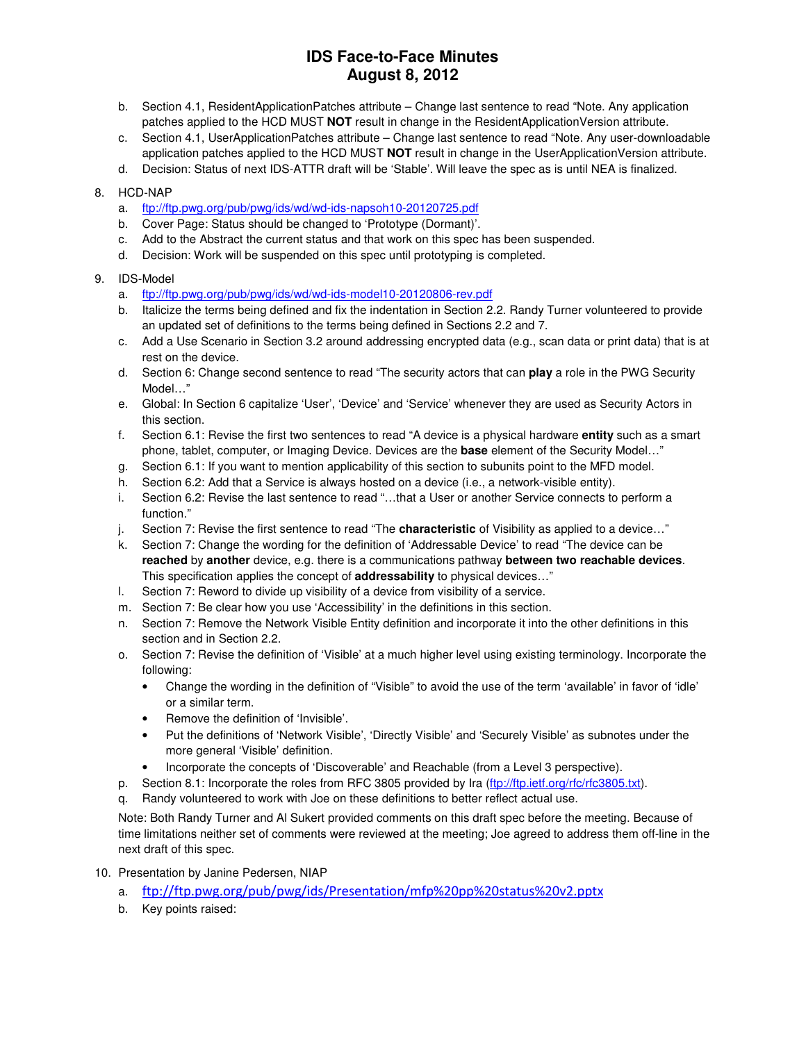b. Section 4.1, ResidentApplicationPatches attribute – Change last sentence to read "Note. Any application patches applied to the HCD MUST **NOT** result in change in the ResidentApplicationVersion attribute.

c. Section 4.1, UserApplicationPatches attribute – Change last sentence to read "Note. Any user-downloadable application patches applied to the HCD MUST **NOT** result in change in the UserApplicationVersion attribute.

d. Decision: Status of next IDS-ATTR draft will be 'Stable'. Will leave the spec as is until NEA is finalized.

8. HCD-NAP
   a. ftp://ftp.pwg.org/pub/pwg/ids/wd/wd-ids-napsoh10-20120725.pdf
   b. Cover Page: Status should be changed to 'Prototype (Dormant)'.
   c. Add to the Abstract the current status and that work on this spec has been suspended.
   d. Decision: Work will be suspended on this spec until prototyping is completed.

9. IDS-Model
   a. ftp://ftp.pwg.org/pub/pwg/ids/wd/wd-ids-model10-20120806-rev.pdf
   b. Italicize the terms being defined and fix the indentation in Section 2.2. Randy Turner volunteered to provide an updated set of definitions to the terms being defined in Sections 2.2 and 7.
   c. Add a Use Scenario in Section 3.2 around addressing encrypted data (e.g., scan data or print data) that is at rest on the device.
   d. Section 6: Change second sentence to read "The security actors that can **play** a role in the PWG Security Model…"
   e. Global: In Section 6 capitalize 'User', 'Device' and 'Service' whenever they are used as Security Actors in this section.
   f. Section 6.1: Revise the first two sentences to read "A device is a physical hardware **entity** such as a smart phone, tablet, computer, or Imaging Device. Devices are the **base** element of the Security Model…"
   g. Section 6.1: If you want to mention applicability of this section to subunits point to the MFD model.
   h. Section 6.2: Add that a Service is always hosted on a device (i.e., a network-visible entity).
   i. Section 6.2: Revise the last sentence to read "…that a User or another Service connects to perform a function."
   j. Section 7: Revise the first sentence to read "The **characteristic** of Visibility as applied to a device…"
   k. Section 7: Change the wording for the definition of 'Addressable Device' to read "The device can be **reached** by **another** device, e.g. there is a communications pathway **between two reachable devices**. This specification applies the concept of **addressability** to physical devices…"
   l. Section 7: Reword to divide up visibility of a device from visibility of a service.
   m. Section 7: Be clear how you use 'Accessibility' in the definitions in this section.
   n. Section 7: Remove the Network Visible Entity definition and incorporate it into the other definitions in this section and in Section 2.2.
   o. Section 7: Revise the definition of 'Visible' at a much higher level using existing terminology. Incorporate the following:
      - Change the wording in the definition of "Visible" to avoid the use of the term 'available' in favor of 'idle' or a similar term.
      - Remove the definition of 'Invisible'.
      - Put the definitions of 'Network Visible', 'Directly Visible' and 'Securely Visible' as subnotes under the more general 'Visible' definition.
      - Incorporate the concepts of 'Discoverable' and Reachable (from a Level 3 perspective).
   p. Section 8.1: Incorporate the roles from RFC 3805 provided by Ira (ftp://ftp.ietf.org/rfc/rfc3805.txt).
   q. Randy volunteered to work with Joe on these definitions to better reflect actual use.

   Note: Both Randy Turner and Al Sukert provided comments on this draft spec before the meeting. Because of time limitations neither set of comments were reviewed at the meeting; Joe agreed to address them off-line in the next draft of this spec.

10. Presentation by Janine Pedersen, NIAP
    a. ftp://ftp.pwg.org/pub/pwg/ids/Presentation/mfp%20pp%20status%20v2.pptx
    b. Key points raised: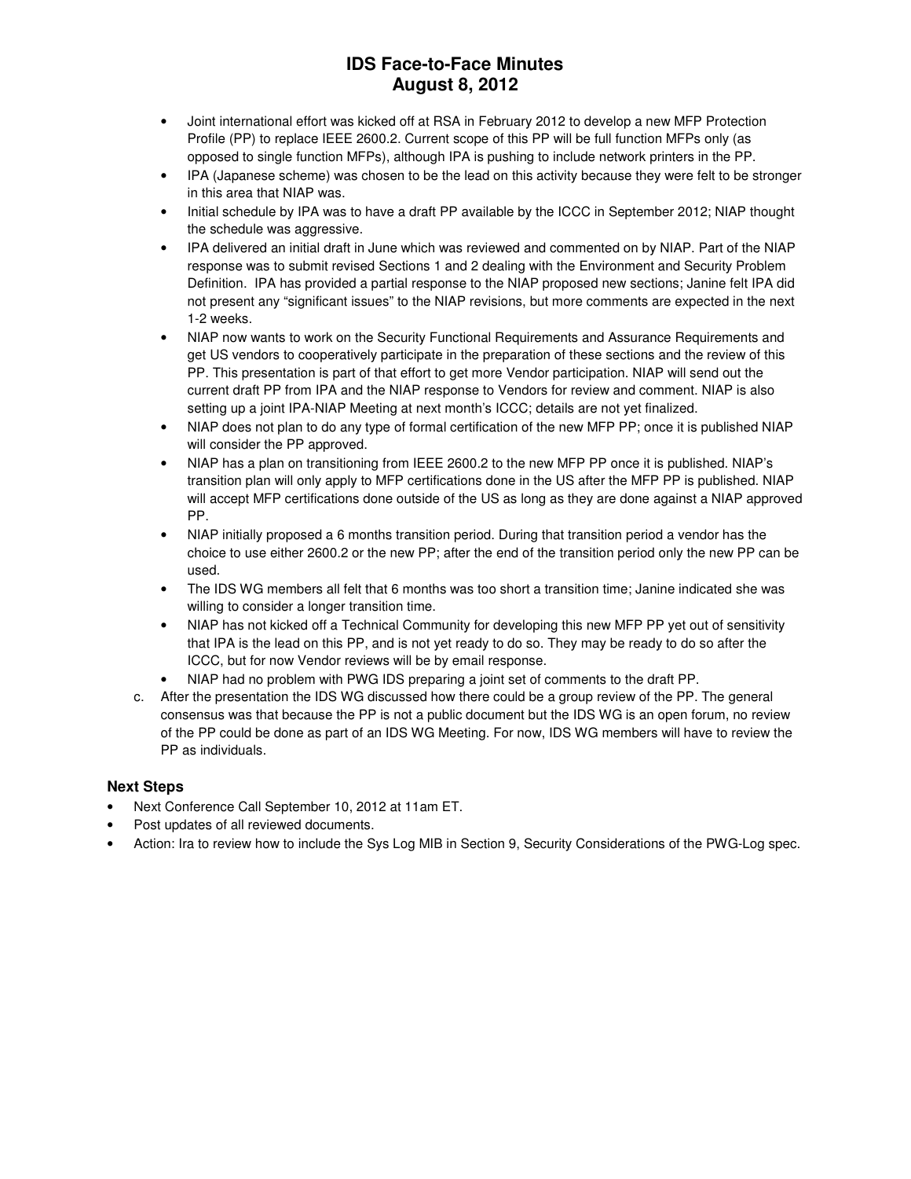- Joint international effort was kicked off at RSA in February 2012 to develop a new MFP Protection Profile (PP) to replace IEEE 2600.2. Current scope of this PP will be full function MFPs only (as opposed to single function MFPs), although IPA is pushing to include network printers in the PP.
- IPA (Japanese scheme) was chosen to be the lead on this activity because they were felt to be stronger in this area that NIAP was.
- Initial schedule by IPA was to have a draft PP available by the ICCC in September 2012; NIAP thought the schedule was aggressive.
- IPA delivered an initial draft in June which was reviewed and commented on by NIAP. Part of the NIAP response was to submit revised Sections 1 and 2 dealing with the Environment and Security Problem Definition. IPA has provided a partial response to the NIAP proposed new sections; Janine felt IPA did not present any "significant issues" to the NIAP revisions, but more comments are expected in the next 1-2 weeks.
- NIAP now wants to work on the Security Functional Requirements and Assurance Requirements and get US vendors to cooperatively participate in the preparation of these sections and the review of this PP. This presentation is part of that effort to get more Vendor participation. NIAP will send out the current draft PP from IPA and the NIAP response to Vendors for review and comment. NIAP is also setting up a joint IPA-NIAP Meeting at next month's ICCC; details are not yet finalized.
- NIAP does not plan to do any type of formal certification of the new MFP PP; once it is published NIAP will consider the PP approved.
- NIAP has a plan on transitioning from IEEE 2600.2 to the new MFP PP once it is published. NIAP's transition plan will only apply to MFP certifications done in the US after the MFP PP is published. NIAP will accept MFP certifications done outside of the US as long as they are done against a NIAP approved PP.
- NIAP initially proposed a 6 months transition period. During that transition period a vendor has the choice to use either 2600.2 or the new PP; after the end of the transition period only the new PP can be used.
- The IDS WG members all felt that 6 months was too short a transition time; Janine indicated she was willing to consider a longer transition time.
- NIAP has not kicked off a Technical Community for developing this new MFP PP yet out of sensitivity that IPA is the lead on this PP, and is not yet ready to do so. They may be ready to do so after the ICCC, but for now Vendor reviews will be by email response.
- NIAP had no problem with PWG IDS preparing a joint set of comments to the draft PP.

c. After the presentation the IDS WG discussed how there could be a group review of the PP. The general consensus was that because the PP is not a public document but the IDS WG is an open forum, no review of the PP could be done as part of an IDS WG Meeting. For now, IDS WG members will have to review the PP as individuals.

### Next Steps

- Next Conference Call September 10, 2012 at 11am ET.
- Post updates of all reviewed documents.
- Action: Ira to review how to include the Sys Log MIB in Section 9, Security Considerations of the PWG-Log spec.